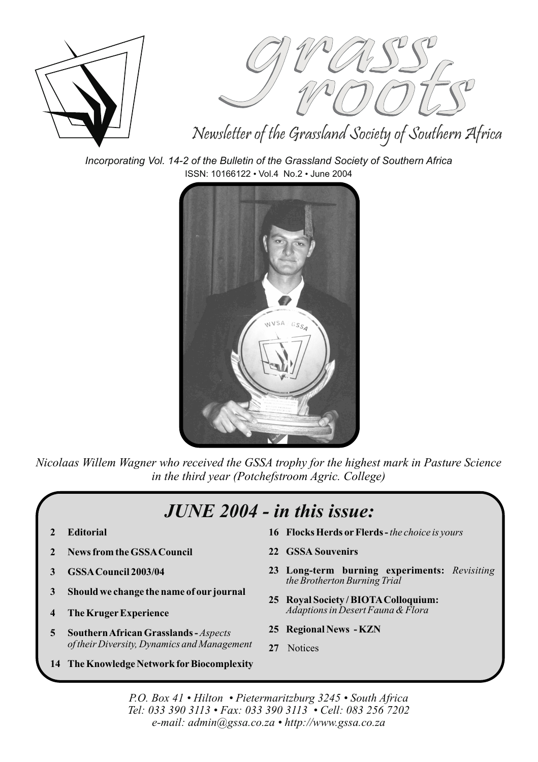# grass roots

Newsletter of the Grassland Society of Southern Africa

*Incorporating Vol. 14-2 of the Bulletin of the Grassland Society of Southern Africa*

ISSN: 10166122 • Vol.4 No.2 • June 2004

*Nicolaas Willem Wagner who received the GSSA trophy for the highest mark in Pasture Science in the third year (Potchefstroom Agric. College)*

## JUNE 2004 - in this issue:

- **2 Editorial**
- **2 News from the GSSA Council**
- **3 GSSA Council 2003/04**
- **3 Should we change the name of our journal**
- **4 The Kruger Experience**
- **5 Southern African Grasslands -** *Aspects of their Diversity, Dynamics and Management*
- **14 The Knowledge Network for Biocomplexity**
- **16 Flocks Herds or Flerds -** *the choice is yours*
- **22 GSSA Souvenirs**
- **23 Long-term burning experiments:** *Revisiting the Brotherton Burning Trial*
- **25 Royal Society / BIOTA Colloquium:** *Adaptions in Desert Fauna & Flora*
- **25 Regional News - KZN**
- **27** Notices

*P.O. Box 41 • Hilton • Pietermaritzburg 3245 • South Africa*
*Tel: 033 390 3113 • Fax: 033 390 3113 • Cell: 083 256 7202*
*e-mail: admin@gssa.co.za • http://www.gssa.co.za*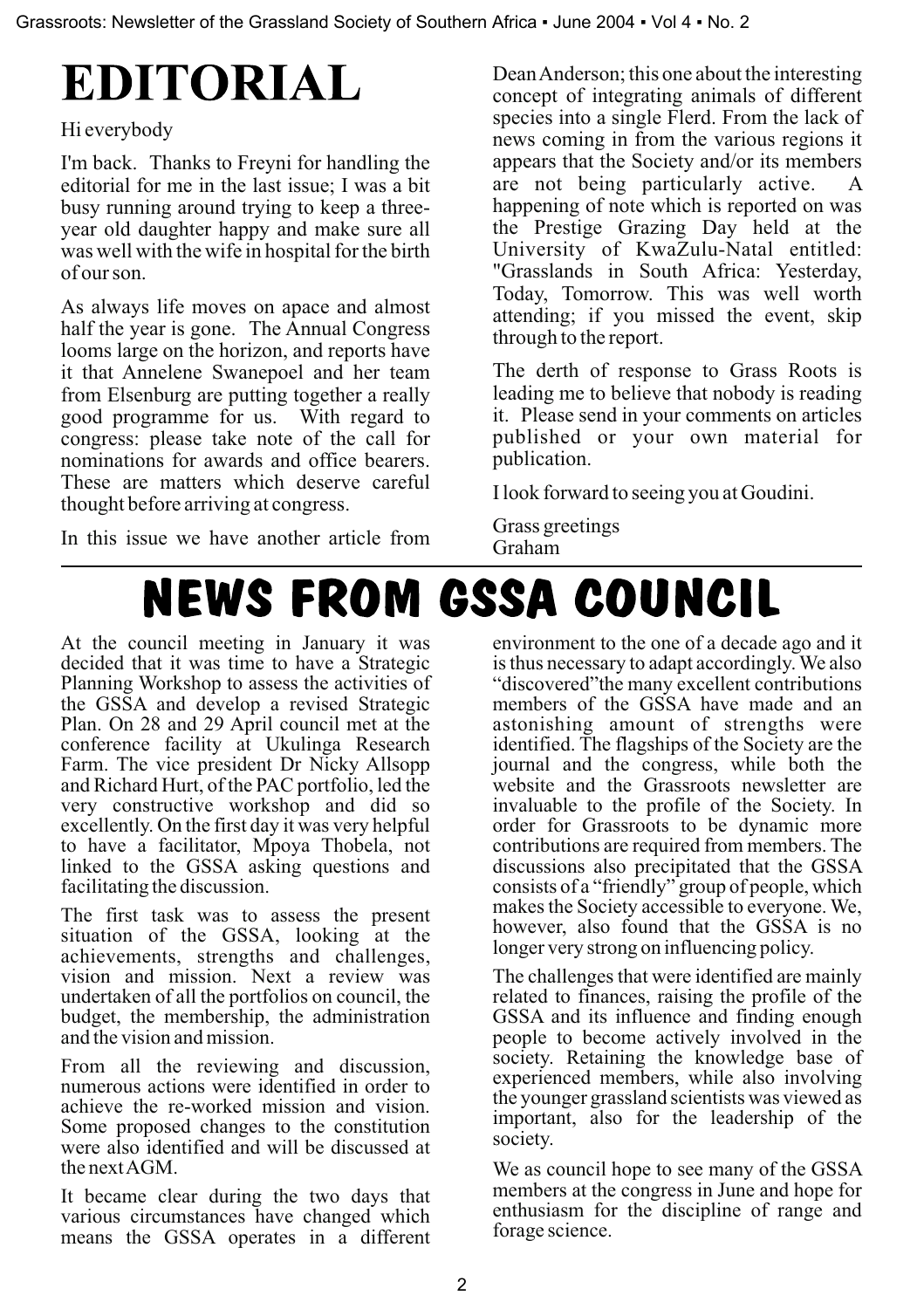# EDITORIAL

Hi everybody

I'm back. Thanks to Freyni for handling the editorial for me in the last issue; I was a bit busy running around trying to keep a three-year old daughter happy and make sure all was well with the wife in hospital for the birth of our son.

As always life moves on apace and almost half the year is gone. The Annual Congress looms large on the horizon, and reports have it that Annelene Swanepoel and her team from Elsenburg are putting together a really good programme for us. With regard to congress: please take note of the call for nominations for awards and office bearers. These are matters which deserve careful thought before arriving at congress.

In this issue we have another article from Dean Anderson; this one about the interesting concept of integrating animals of different species into a single Flerd. From the lack of news coming in from the various regions it appears that the Society and/or its members are not being particularly active. A happening of note which is reported on was the Prestige Grazing Day held at the University of KwaZulu-Natal entitled: "Grasslands in South Africa: Yesterday, Today, Tomorrow. This was well worth attending; if you missed the event, skip through to the report.

The derth of response to Grass Roots is leading me to believe that nobody is reading it. Please send in your comments on articles published or your own material for publication.

I look forward to seeing you at Goudini.

Grass greetings
Graham

# NEWS FROM GSSA COUNCIL

At the council meeting in January it was decided that it was time to have a Strategic Planning Workshop to assess the activities of the GSSA and develop a revised Strategic Plan. On 28 and 29 April council met at the conference facility at Ukulinga Research Farm. The vice president Dr Nicky Allsopp and Richard Hurt, of the PAC portfolio, led the very constructive workshop and did so excellently. On the first day it was very helpful to have a facilitator, Mpoya Thobela, not linked to the GSSA asking questions and facilitating the discussion.

The first task was to assess the present situation of the GSSA, looking at the achievements, strengths and challenges, vision and mission. Next a review was undertaken of all the portfolios on council, the budget, the membership, the administration and the vision and mission.

From all the reviewing and discussion, numerous actions were identified in order to achieve the re-worked mission and vision. Some proposed changes to the constitution were also identified and will be discussed at the next AGM.

It became clear during the two days that various circumstances have changed which means the GSSA operates in a different environment to the one of a decade ago and it is thus necessary to adapt accordingly. We also "discovered" the many excellent contributions members of the GSSA have made and an astonishing amount of strengths were identified. The flagships of the Society are the journal and the congress, while both the website and the Grassroots newsletter are invaluable to the profile of the Society. In order for Grassroots to be dynamic more contributions are required from members. The discussions also precipitated that the GSSA consists of a "friendly" group of people, which makes the Society accessible to everyone. We, however, also found that the GSSA is no longer very strong on influencing policy.

The challenges that were identified are mainly related to finances, raising the profile of the GSSA and its influence and finding enough people to become actively involved in the society. Retaining the knowledge base of experienced members, while also involving the younger grassland scientists was viewed as important, also for the leadership of the society.

We as council hope to see many of the GSSA members at the congress in June and hope for enthusiasm for the discipline of range and forage science.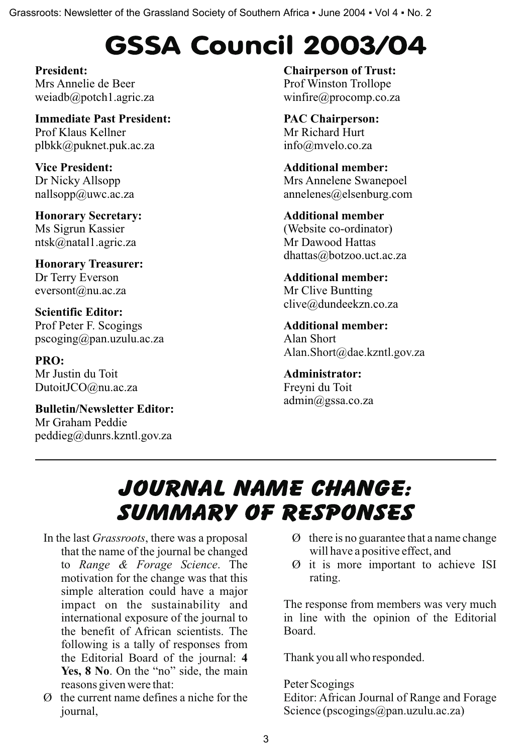# GSSA Council 2003/04

**President:**
Mrs Annelie de Beer
weiadb@potch1.agric.za

**Immediate Past President:**
Prof Klaus Kellner
plbkk@puknet.puk.ac.za

**Vice President:**
Dr Nicky Allsopp
nallsopp@uwc.ac.za

**Honorary Secretary:**
Ms Sigrun Kassier
ntsk@natal1.agric.za

**Honorary Treasurer:**
Dr Terry Everson
eversont@nu.ac.za

**Scientific Editor:**
Prof Peter F. Scogings
pscoging@pan.uzulu.ac.za

**PRO:**
Mr Justin du Toit
DutoitJCO@nu.ac.za

**Bulletin/Newsletter Editor:**
Mr Graham Peddie
peddieg@dunrs.kzntl.gov.za

**Chairperson of Trust:**
Prof Winston Trollope
winfire@procomp.co.za

**PAC Chairperson:**
Mr Richard Hurt
info@mvelo.co.za

**Additional member:**
Mrs Annelene Swanepoel
annelenes@elsenburg.com

**Additional member**
(Website co-ordinator)
Mr Dawood Hattas
dhattas@botzoo.uct.ac.za

**Additional member:**
Mr Clive Buntting
clive@dundeekzn.co.za

**Additional member:**
Alan Short
Alan.Short@dae.kzntl.gov.za

**Administrator:**
Freyni du Toit
admin@gssa.co.za

# JOURNAL NAME CHANGE: SUMMARY OF RESPONSES

In the last *Grassroots*, there was a proposal that the name of the journal be changed to *Range & Forage Science*. The motivation for the change was that this simple alteration could have a major impact on the sustainability and international exposure of the journal to the benefit of African scientists. The following is a tally of responses from the Editorial Board of the journal: **4 Yes, 8 No**. On the "no" side, the main reasons given were that:

- the current name defines a niche for the journal,
- there is no guarantee that a name change will have a positive effect, and
- it is more important to achieve ISI rating.

The response from members was very much in line with the opinion of the Editorial Board.

Thank you all who responded.

Peter Scogings
Editor: African Journal of Range and Forage Science (pscogings@pan.uzulu.ac.za)